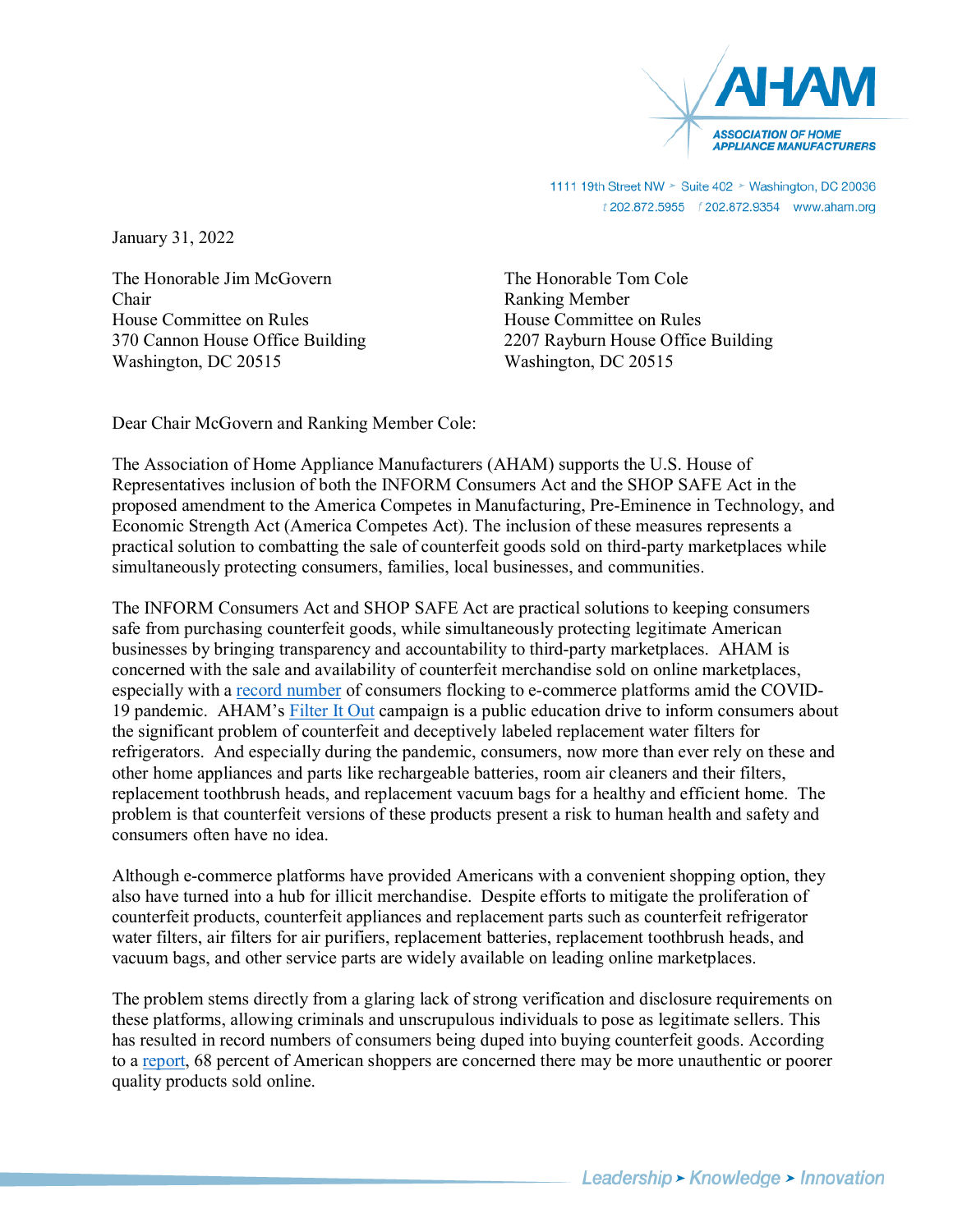**AHAM**
**ASSOCIATION OF HOME APPLIANCE MANUFACTURERS**

1111 19th Street NW ➤ Suite 402 ➤ Washington, DC 20036
t 202.872.5955 f 202.872.9354 www.aham.org

January 31, 2022

The Honorable Jim McGovern
Chair
House Committee on Rules
370 Cannon House Office Building
Washington, DC 20515

The Honorable Tom Cole
Ranking Member
House Committee on Rules
2207 Rayburn House Office Building
Washington, DC 20515

Dear Chair McGovern and Ranking Member Cole:

The Association of Home Appliance Manufacturers (AHAM) supports the U.S. House of Representatives inclusion of both the INFORM Consumers Act and the SHOP SAFE Act in the proposed amendment to the America Competes in Manufacturing, Pre-Eminence in Technology, and Economic Strength Act (America Competes Act). The inclusion of these measures represents a practical solution to combatting the sale of counterfeit goods sold on third-party marketplaces while simultaneously protecting consumers, families, local businesses, and communities.

The INFORM Consumers Act and SHOP SAFE Act are practical solutions to keeping consumers safe from purchasing counterfeit goods, while simultaneously protecting legitimate American businesses by bringing transparency and accountability to third-party marketplaces. AHAM is concerned with the sale and availability of counterfeit merchandise sold on online marketplaces, especially with a record number of consumers flocking to e-commerce platforms amid the COVID-19 pandemic. AHAM's Filter It Out campaign is a public education drive to inform consumers about the significant problem of counterfeit and deceptively labeled replacement water filters for refrigerators. And especially during the pandemic, consumers, now more than ever rely on these and other home appliances and parts like rechargeable batteries, room air cleaners and their filters, replacement toothbrush heads, and replacement vacuum bags for a healthy and efficient home. The problem is that counterfeit versions of these products present a risk to human health and safety and consumers often have no idea.

Although e-commerce platforms have provided Americans with a convenient shopping option, they also have turned into a hub for illicit merchandise. Despite efforts to mitigate the proliferation of counterfeit products, counterfeit appliances and replacement parts such as counterfeit refrigerator water filters, air filters for air purifiers, replacement batteries, replacement toothbrush heads, and vacuum bags, and other service parts are widely available on leading online marketplaces.

The problem stems directly from a glaring lack of strong verification and disclosure requirements on these platforms, allowing criminals and unscrupulous individuals to pose as legitimate sellers. This has resulted in record numbers of consumers being duped into buying counterfeit goods. According to a report, 68 percent of American shoppers are concerned there may be more unauthentic or poorer quality products sold online.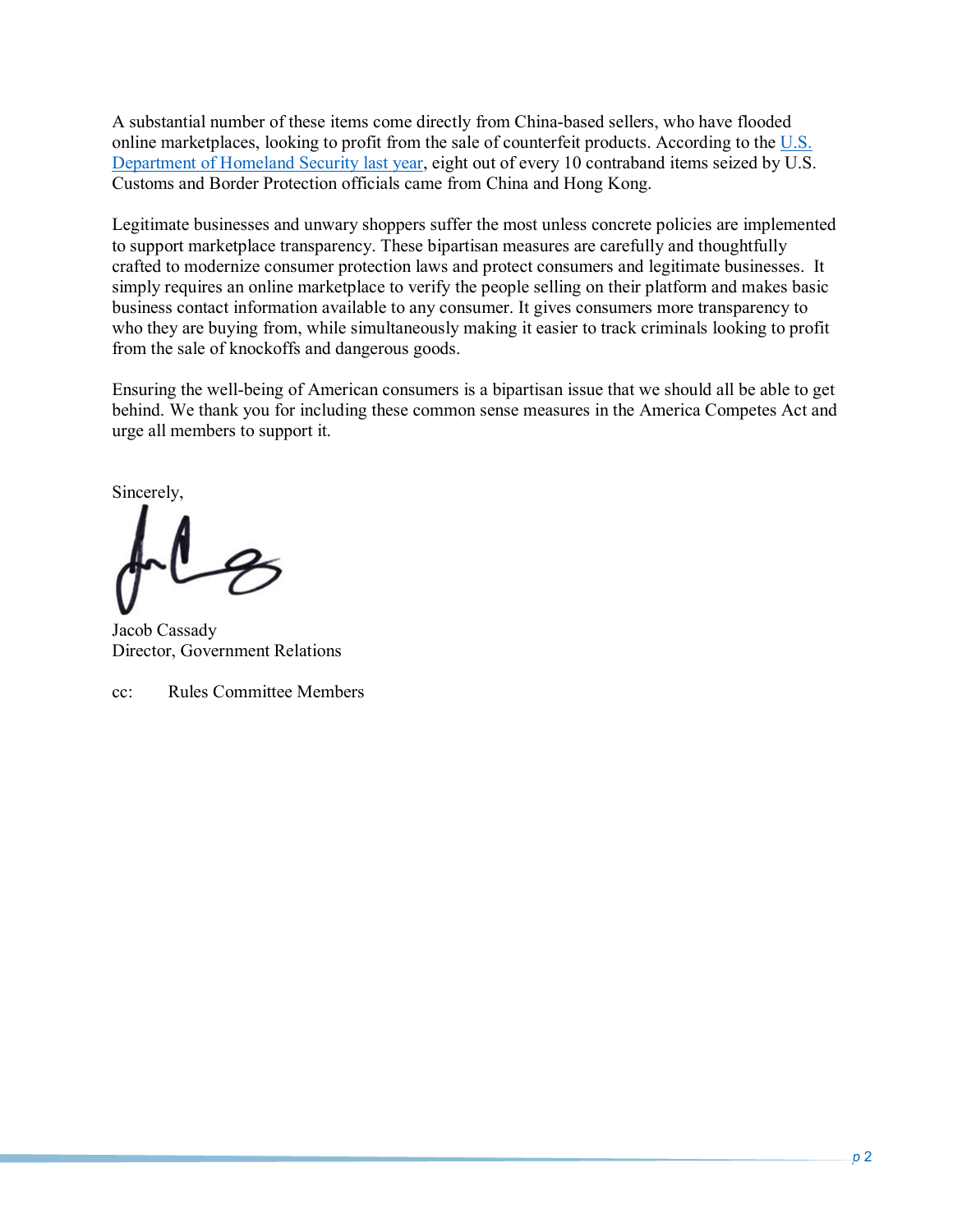A substantial number of these items come directly from China-based sellers, who have flooded online marketplaces, looking to profit from the sale of counterfeit products. According to the U.S. Department of Homeland Security last year, eight out of every 10 contraband items seized by U.S. Customs and Border Protection officials came from China and Hong Kong.

Legitimate businesses and unwary shoppers suffer the most unless concrete policies are implemented to support marketplace transparency. These bipartisan measures are carefully and thoughtfully crafted to modernize consumer protection laws and protect consumers and legitimate businesses. It simply requires an online marketplace to verify the people selling on their platform and makes basic business contact information available to any consumer. It gives consumers more transparency to who they are buying from, while simultaneously making it easier to track criminals looking to profit from the sale of knockoffs and dangerous goods.

Ensuring the well-being of American consumers is a bipartisan issue that we should all be able to get behind. We thank you for including these common sense measures in the America Competes Act and urge all members to support it.

Sincerely,

Jacob Cassady
Director, Government Relations

cc: Rules Committee Members